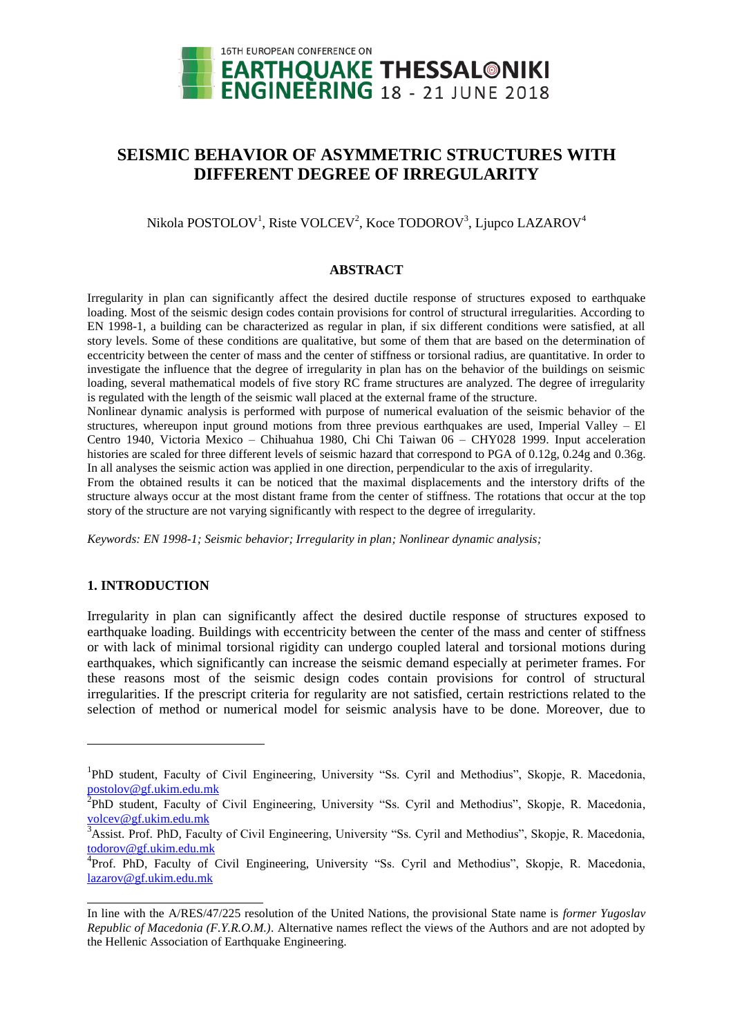# SEISMIC BEHAVIOR OF ASYMMETRIC STRUCTURES WITH DIFFERENT DEGREE OF IRREGULARITY

Nikola POSTOLOV[1], Riste VOLCEV[2], Koce TODOROV[3], Ljupco LAZAROV[4]

## ABSTRACT

Irregularity in plan can significantly affect the desired ductile response of structures exposed to earthquake loading. Most of the seismic design codes contain provisions for control of structural irregularities. According to EN 1998-1, a building can be characterized as regular in plan, if six different conditions were satisfied, at all story levels. Some of these conditions are qualitative, but some of them that are based on the determination of eccentricity between the center of mass and the center of stiffness or torsional radius, are quantitative. In order to investigate the influence that the degree of irregularity in plan has on the behavior of the buildings on seismic loading, several mathematical models of five story RC frame structures are analyzed. The degree of irregularity is regulated with the length of the seismic wall placed at the external frame of the structure.

Nonlinear dynamic analysis is performed with purpose of numerical evaluation of the seismic behavior of the structures, whereupon input ground motions from three previous earthquakes are used, Imperial Valley – El Centro 1940, Victoria Mexico – Chihuahua 1980, Chi Chi Taiwan 06 – CHY028 1999. Input acceleration histories are scaled for three different levels of seismic hazard that correspond to PGA of 0.12g, 0.24g and 0.36g. In all analyses the seismic action was applied in one direction, perpendicular to the axis of irregularity.

From the obtained results it can be noticed that the maximal displacements and the interstory drifts of the structure always occur at the most distant frame from the center of stiffness. The rotations that occur at the top story of the structure are not varying significantly with respect to the degree of irregularity.

*Keywords: EN 1998-1; Seismic behavior; Irregularity in plan; Nonlinear dynamic analysis;*

## 1. INTRODUCTION

Irregularity in plan can significantly affect the desired ductile response of structures exposed to earthquake loading. Buildings with eccentricity between the center of the mass and center of stiffness or with lack of minimal torsional rigidity can undergo coupled lateral and torsional motions during earthquakes, which significantly can increase the seismic demand especially at perimeter frames. For these reasons most of the seismic design codes contain provisions for control of structural irregularities. If the prescript criteria for regularity are not satisfied, certain restrictions related to the selection of method or numerical model for seismic analysis have to be done. Moreover, due to

---

[1]PhD student, Faculty of Civil Engineering, University "Ss. Cyril and Methodius", Skopje, R. Macedonia, postolov@gf.ukim.edu.mk

[2]PhD student, Faculty of Civil Engineering, University "Ss. Cyril and Methodius", Skopje, R. Macedonia, volcev@gf.ukim.edu.mk

[3]Assist. Prof. PhD, Faculty of Civil Engineering, University "Ss. Cyril and Methodius", Skopje, R. Macedonia, todorov@gf.ukim.edu.mk

[4]Prof. PhD, Faculty of Civil Engineering, University "Ss. Cyril and Methodius", Skopje, R. Macedonia, lazarov@gf.ukim.edu.mk

In line with the A/RES/47/225 resolution of the United Nations, the provisional State name is *former Yugoslav Republic of Macedonia (F.Y.R.O.M.)*. Alternative names reflect the views of the Authors and are not adopted by the Hellenic Association of Earthquake Engineering.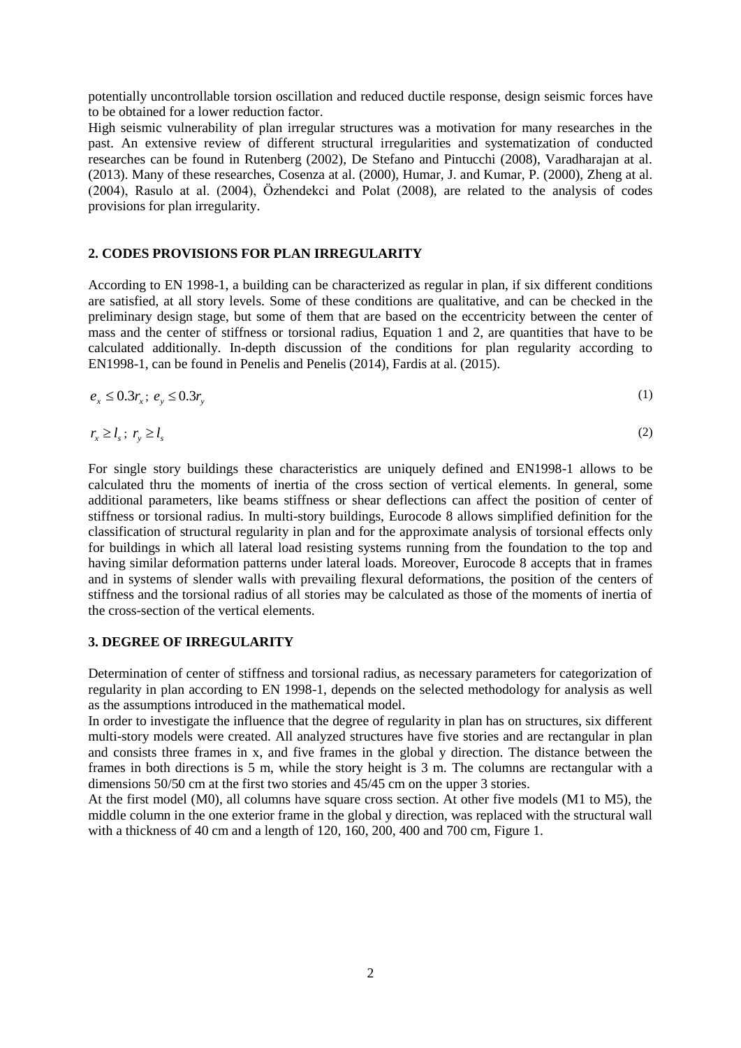potentially uncontrollable torsion oscillation and reduced ductile response, design seismic forces have to be obtained for a lower reduction factor.

High seismic vulnerability of plan irregular structures was a motivation for many researches in the past. An extensive review of different structural irregularities and systematization of conducted researches can be found in Rutenberg (2002), De Stefano and Pintucchi (2008), Varadharajan at al. (2013). Many of these researches, Cosenza at al. (2000), Humar, J. and Kumar, P. (2000), Zheng at al. (2004), Rasulo at al. (2004), Özhendekci and Polat (2008), are related to the analysis of codes provisions for plan irregularity.

## 2. CODES PROVISIONS FOR PLAN IRREGULARITY

According to EN 1998-1, a building can be characterized as regular in plan, if six different conditions are satisfied, at all story levels. Some of these conditions are qualitative, and can be checked in the preliminary design stage, but some of them that are based on the eccentricity between the center of mass and the center of stiffness or torsional radius, Equation 1 and 2, are quantities that have to be calculated additionally. In-depth discussion of the conditions for plan regularity according to EN1998-1, can be found in Penelis and Penelis (2014), Fardis at al. (2015).

$$e_x \leq 0.3r_x\,;\; e_y \leq 0.3r_y \tag{1}$$

$$r_x \geq l_s\,;\; r_y \geq l_s \tag{2}$$

For single story buildings these characteristics are uniquely defined and EN1998-1 allows to be calculated thru the moments of inertia of the cross section of vertical elements. In general, some additional parameters, like beams stiffness or shear deflections can affect the position of center of stiffness or torsional radius. In multi-story buildings, Eurocode 8 allows simplified definition for the classification of structural regularity in plan and for the approximate analysis of torsional effects only for buildings in which all lateral load resisting systems running from the foundation to the top and having similar deformation patterns under lateral loads. Moreover, Eurocode 8 accepts that in frames and in systems of slender walls with prevailing flexural deformations, the position of the centers of stiffness and the torsional radius of all stories may be calculated as those of the moments of inertia of the cross-section of the vertical elements.

## 3. DEGREE OF IRREGULARITY

Determination of center of stiffness and torsional radius, as necessary parameters for categorization of regularity in plan according to EN 1998-1, depends on the selected methodology for analysis as well as the assumptions introduced in the mathematical model.

In order to investigate the influence that the degree of regularity in plan has on structures, six different multi-story models were created. All analyzed structures have five stories and are rectangular in plan and consists three frames in x, and five frames in the global y direction. The distance between the frames in both directions is 5 m, while the story height is 3 m. The columns are rectangular with a dimensions 50/50 cm at the first two stories and 45/45 cm on the upper 3 stories.

At the first model (M0), all columns have square cross section. At other five models (M1 to M5), the middle column in the one exterior frame in the global y direction, was replaced with the structural wall with a thickness of 40 cm and a length of 120, 160, 200, 400 and 700 cm, Figure 1.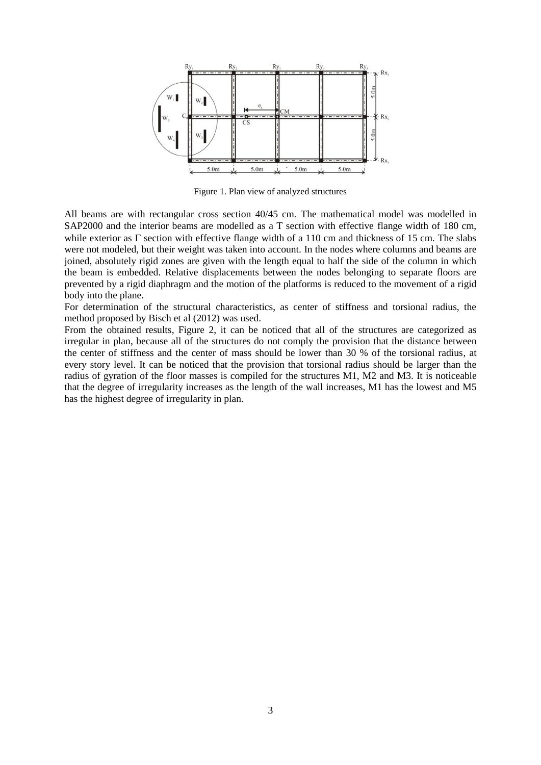Figure 1. Plan view of analyzed structures

All beams are with rectangular cross section 40/45 cm. The mathematical model was modelled in SAP2000 and the interior beams are modelled as a T section with effective flange width of 180 cm, while exterior as Γ section with effective flange width of a 110 cm and thickness of 15 cm. The slabs were not modeled, but their weight was taken into account. In the nodes where columns and beams are joined, absolutely rigid zones are given with the length equal to half the side of the column in which the beam is embedded. Relative displacements between the nodes belonging to separate floors are prevented by a rigid diaphragm and the motion of the platforms is reduced to the movement of a rigid body into the plane.

For determination of the structural characteristics, as center of stiffness and torsional radius, the method proposed by Bisch et al (2012) was used.

From the obtained results, Figure 2, it can be noticed that all of the structures are categorized as irregular in plan, because all of the structures do not comply the provision that the distance between the center of stiffness and the center of mass should be lower than 30 % of the torsional radius, at every story level. It can be noticed that the provision that torsional radius should be larger than the radius of gyration of the floor masses is compiled for the structures M1, M2 and M3. It is noticeable that the degree of irregularity increases as the length of the wall increases, M1 has the lowest and M5 has the highest degree of irregularity in plan.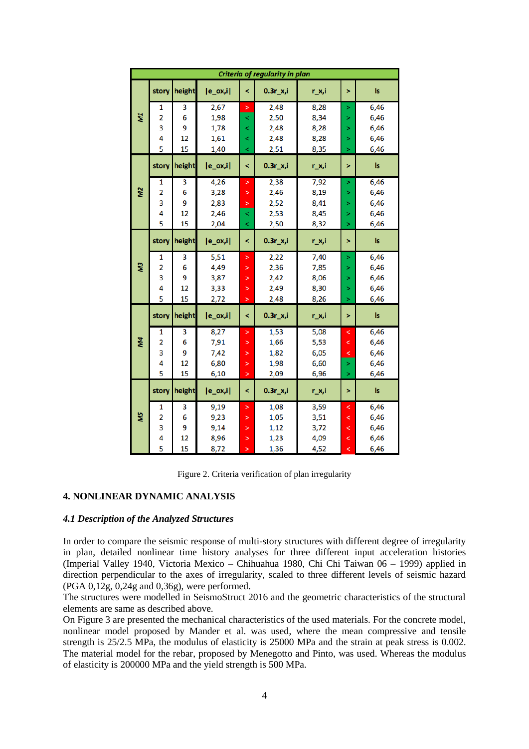| Criteria of regularity in plan | | | | | | | | |
|---|---|---|---|---|---|---|---|---|
| | story | height | \|e_ox,i\| | < | 0.3r_x,i | r_x,i | > | ls |
| M1 | 1 | 3 | 2,67 | > | 2,48 | 8,28 | > | 6,46 |
| | 2 | 6 | 1,98 | < | 2,50 | 8,34 | > | 6,46 |
| | 3 | 9 | 1,78 | < | 2,48 | 8,28 | > | 6,46 |
| | 4 | 12 | 1,61 | < | 2,48 | 8,28 | > | 6,46 |
| | 5 | 15 | 1,40 | < | 2,51 | 8,35 | > | 6,46 |
| | story | height | \|e_ox,i\| | < | 0.3r_x,i | r_x,i | > | ls |
| M2 | 1 | 3 | 4,26 | > | 2,38 | 7,92 | > | 6,46 |
| | 2 | 6 | 3,28 | > | 2,46 | 8,19 | > | 6,46 |
| | 3 | 9 | 2,83 | > | 2,52 | 8,41 | > | 6,46 |
| | 4 | 12 | 2,46 | < | 2,53 | 8,45 | > | 6,46 |
| | 5 | 15 | 2,04 | < | 2,50 | 8,32 | > | 6,46 |
| | story | height | \|e_ox,i\| | < | 0.3r_x,i | r_x,i | > | ls |
| M3 | 1 | 3 | 5,51 | > | 2,22 | 7,40 | > | 6,46 |
| | 2 | 6 | 4,49 | > | 2,36 | 7,85 | > | 6,46 |
| | 3 | 9 | 3,87 | > | 2,42 | 8,06 | > | 6,46 |
| | 4 | 12 | 3,33 | > | 2,49 | 8,30 | > | 6,46 |
| | 5 | 15 | 2,72 | > | 2,48 | 8,26 | > | 6,46 |
| | story | height | \|e_ox,i\| | < | 0.3r_x,i | r_x,i | > | ls |
| M4 | 1 | 3 | 8,27 | > | 1,53 | 5,08 | < | 6,46 |
| | 2 | 6 | 7,91 | > | 1,66 | 5,53 | < | 6,46 |
| | 3 | 9 | 7,42 | > | 1,82 | 6,05 | < | 6,46 |
| | 4 | 12 | 6,80 | > | 1,98 | 6,60 | > | 6,46 |
| | 5 | 15 | 6,10 | > | 2,09 | 6,96 | > | 6,46 |
| | story | height | \|e_ox,i\| | < | 0.3r_x,i | r_x,i | > | ls |
| M5 | 1 | 3 | 9,19 | > | 1,08 | 3,59 | < | 6,46 |
| | 2 | 6 | 9,23 | > | 1,05 | 3,51 | < | 6,46 |
| | 3 | 9 | 9,14 | > | 1,12 | 3,72 | < | 6,46 |
| | 4 | 12 | 8,96 | > | 1,23 | 4,09 | < | 6,46 |
| | 5 | 15 | 8,72 | > | 1,36 | 4,52 | < | 6,46 |

Figure 2. Criteria verification of plan irregularity

## 4. NONLINEAR DYNAMIC ANALYSIS

### *4.1 Description of the Analyzed Structures*

In order to compare the seismic response of multi-story structures with different degree of irregularity in plan, detailed nonlinear time history analyses for three different input acceleration histories (Imperial Valley 1940, Victoria Mexico – Chihuahua 1980, Chi Chi Taiwan 06 – 1999) applied in direction perpendicular to the axes of irregularity, scaled to three different levels of seismic hazard (PGA 0,12g, 0,24g and 0,36g), were performed.

The structures were modelled in SeismoStruct 2016 and the geometric characteristics of the structural elements are same as described above.

On Figure 3 are presented the mechanical characteristics of the used materials. For the concrete model, nonlinear model proposed by Mander et al. was used, where the mean compressive and tensile strength is 25/2.5 MPa, the modulus of elasticity is 25000 MPa and the strain at peak stress is 0.002. The material model for the rebar, proposed by Menegotto and Pinto, was used. Whereas the modulus of elasticity is 200000 MPa and the yield strength is 500 MPa.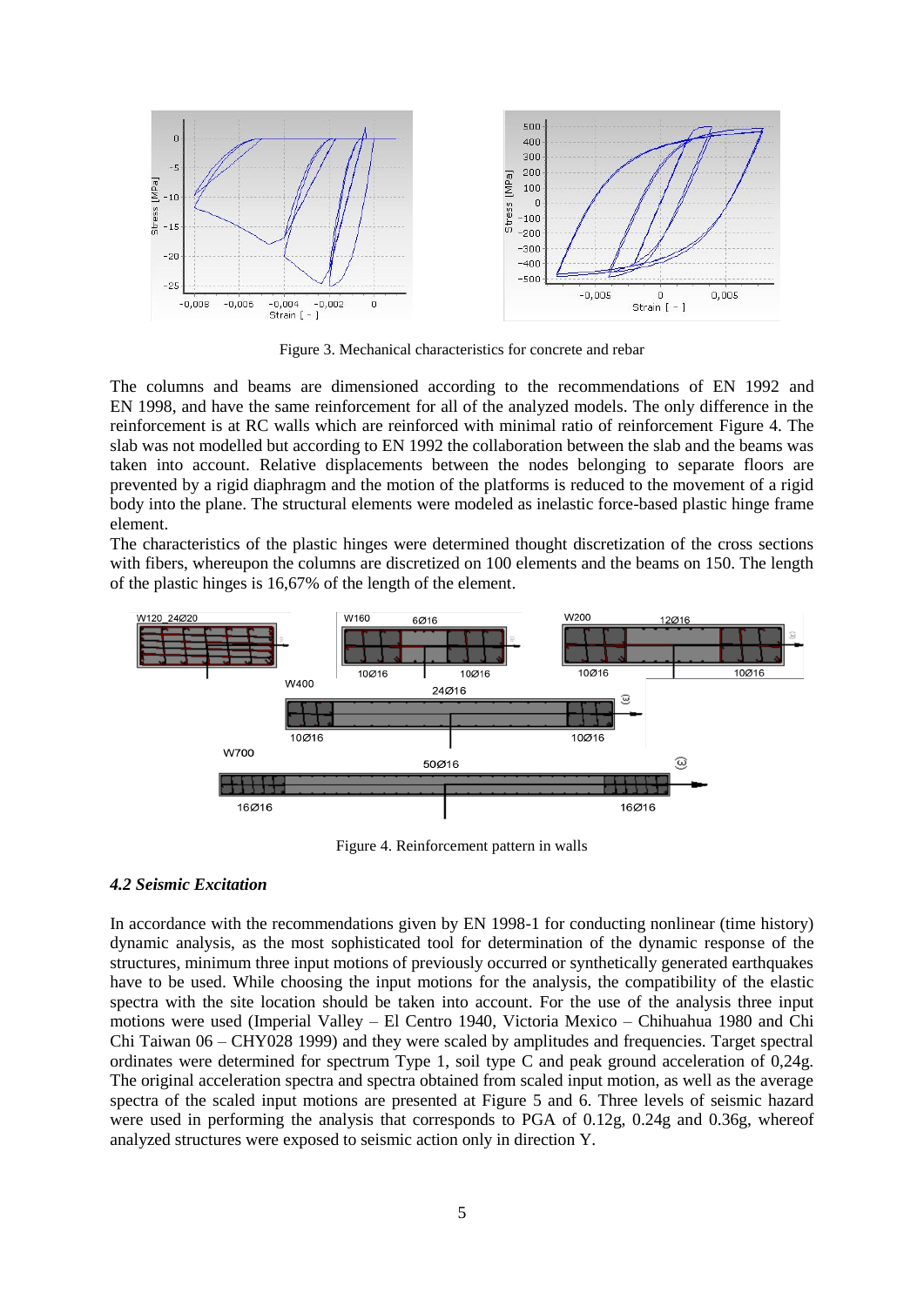Figure 3. Mechanical characteristics for concrete and rebar

The columns and beams are dimensioned according to the recommendations of EN 1992 and EN 1998, and have the same reinforcement for all of the analyzed models. The only difference in the reinforcement is at RC walls which are reinforced with minimal ratio of reinforcement Figure 4. The slab was not modelled but according to EN 1992 the collaboration between the slab and the beams was taken into account. Relative displacements between the nodes belonging to separate floors are prevented by a rigid diaphragm and the motion of the platforms is reduced to the movement of a rigid body into the plane. The structural elements were modeled as inelastic force-based plastic hinge frame element.

The characteristics of the plastic hinges were determined thought discretization of the cross sections with fibers, whereupon the columns are discretized on 100 elements and the beams on 150. The length of the plastic hinges is 16,67% of the length of the element.

Figure 4. Reinforcement pattern in walls

#### *4.2 Seismic Excitation*

In accordance with the recommendations given by EN 1998-1 for conducting nonlinear (time history) dynamic analysis, as the most sophisticated tool for determination of the dynamic response of the structures, minimum three input motions of previously occurred or synthetically generated earthquakes have to be used. While choosing the input motions for the analysis, the compatibility of the elastic spectra with the site location should be taken into account. For the use of the analysis three input motions were used (Imperial Valley – El Centro 1940, Victoria Mexico – Chihuahua 1980 and Chi Chi Taiwan 06 – CHY028 1999) and they were scaled by amplitudes and frequencies. Target spectral ordinates were determined for spectrum Type 1, soil type C and peak ground acceleration of 0,24g. The original acceleration spectra and spectra obtained from scaled input motion, as well as the average spectra of the scaled input motions are presented at Figure 5 and 6. Three levels of seismic hazard were used in performing the analysis that corresponds to PGA of 0.12g, 0.24g and 0.36g, whereof analyzed structures were exposed to seismic action only in direction Y.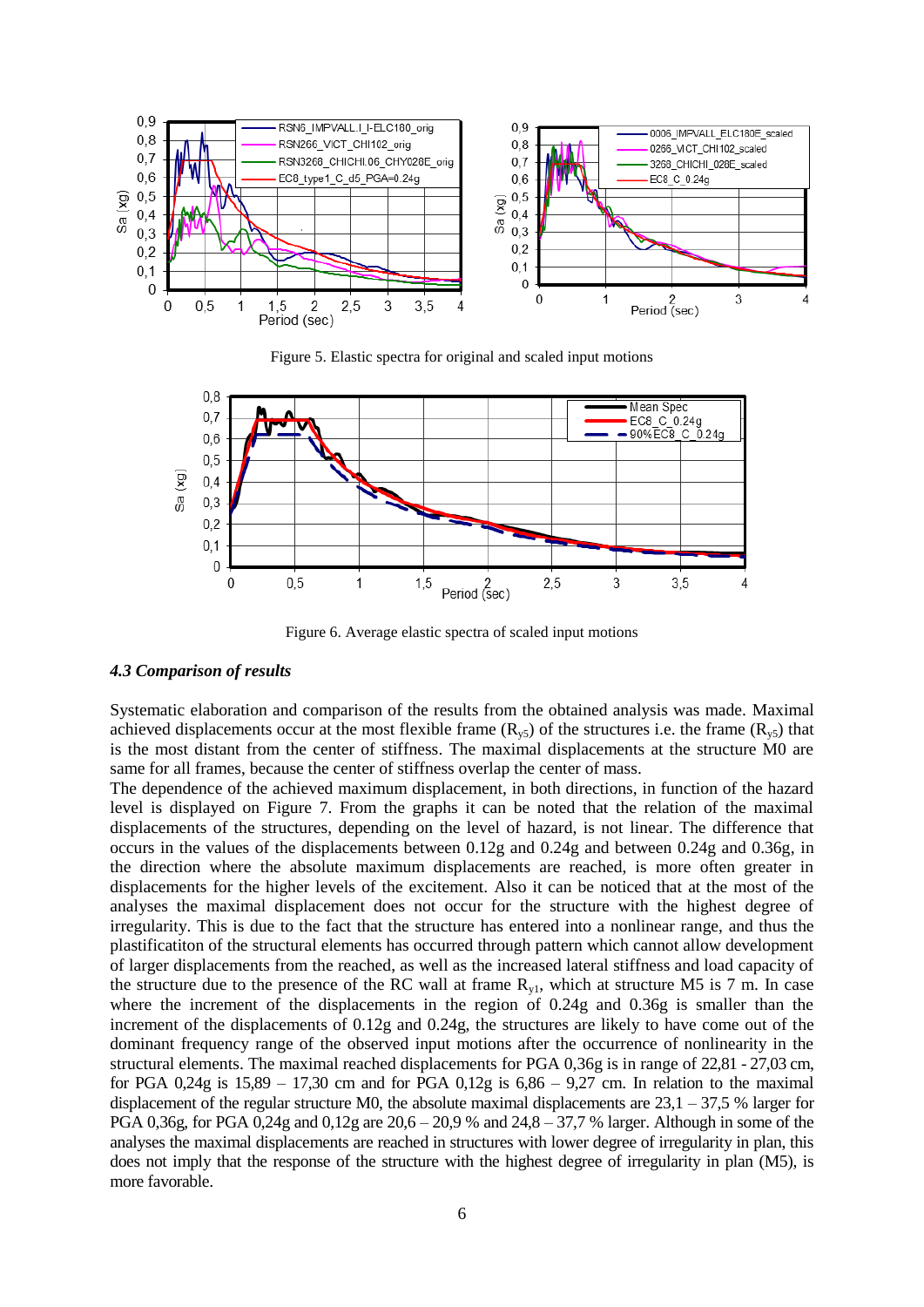Figure 5. Elastic spectra for original and scaled input motions

Figure 6. Average elastic spectra of scaled input motions

### *4.3 Comparison of results*

Systematic elaboration and comparison of the results from the obtained analysis was made. Maximal achieved displacements occur at the most flexible frame ($R_{y5}$) of the structures i.e. the frame ($R_{y5}$) that is the most distant from the center of stiffness. The maximal displacements at the structure M0 are same for all frames, because the center of stiffness overlap the center of mass.

The dependence of the achieved maximum displacement, in both directions, in function of the hazard level is displayed on Figure 7. From the graphs it can be noted that the relation of the maximal displacements of the structures, depending on the level of hazard, is not linear. The difference that occurs in the values of the displacements between 0.12g and 0.24g and between 0.24g and 0.36g, in the direction where the absolute maximum displacements are reached, is more often greater in displacements for the higher levels of the excitement. Also it can be noticed that at the most of the analyses the maximal displacement does not occur for the structure with the highest degree of irregularity. This is due to the fact that the structure has entered into a nonlinear range, and thus the plastificatiton of the structural elements has occurred through pattern which cannot allow development of larger displacements from the reached, as well as the increased lateral stiffness and load capacity of the structure due to the presence of the RC wall at frame $R_{y1}$, which at structure M5 is 7 m. In case where the increment of the displacements in the region of 0.24g and 0.36g is smaller than the increment of the displacements of 0.12g and 0.24g, the structures are likely to have come out of the dominant frequency range of the observed input motions after the occurrence of nonlinearity in the structural elements. The maximal reached displacements for PGA 0,36g is in range of 22,81 - 27,03 cm, for PGA 0,24g is 15,89 – 17,30 cm and for PGA 0,12g is 6,86 – 9,27 cm. In relation to the maximal displacement of the regular structure M0, the absolute maximal displacements are 23,1 – 37,5 % larger for PGA 0,36g, for PGA 0,24g and 0,12g are 20,6 – 20,9 % and 24,8 – 37,7 % larger. Although in some of the analyses the maximal displacements are reached in structures with lower degree of irregularity in plan, this does not imply that the response of the structure with the highest degree of irregularity in plan (M5), is more favorable.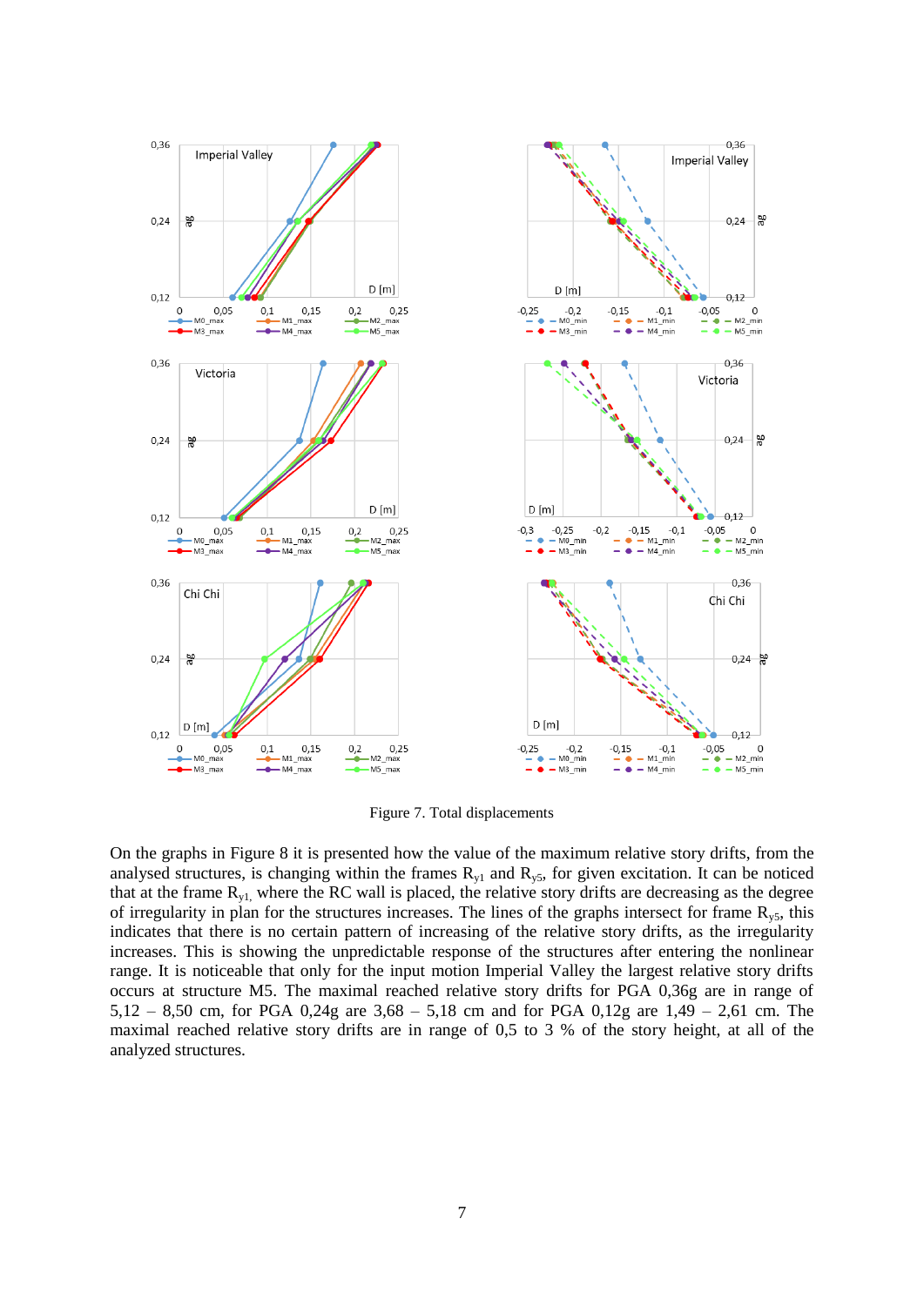Figure 7. Total displacements

On the graphs in Figure 8 it is presented how the value of the maximum relative story drifts, from the analysed structures, is changing within the frames $R_{y1}$ and $R_{y5}$, for given excitation. It can be noticed that at the frame $R_{y1,}$ where the RC wall is placed, the relative story drifts are decreasing as the degree of irregularity in plan for the structures increases. The lines of the graphs intersect for frame $R_{y5}$, this indicates that there is no certain pattern of increasing of the relative story drifts, as the irregularity increases. This is showing the unpredictable response of the structures after entering the nonlinear range. It is noticeable that only for the input motion Imperial Valley the largest relative story drifts occurs at structure M5. The maximal reached relative story drifts for PGA 0,36g are in range of 5,12 – 8,50 cm, for PGA 0,24g are 3,68 – 5,18 cm and for PGA 0,12g are 1,49 – 2,61 cm. The maximal reached relative story drifts are in range of 0,5 to 3 % of the story height, at all of the analyzed structures.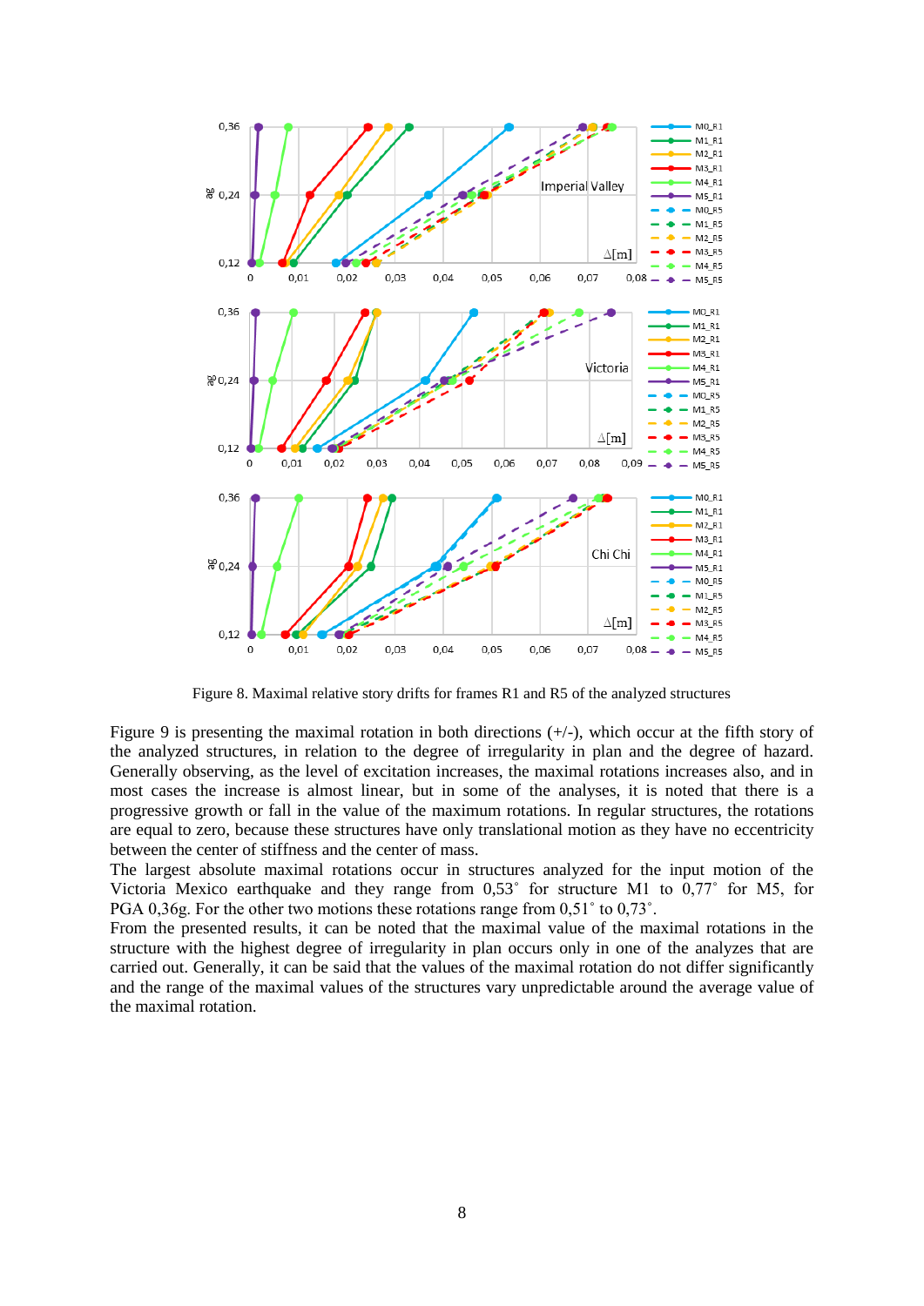Figure 8. Maximal relative story drifts for frames R1 and R5 of the analyzed structures

Figure 9 is presenting the maximal rotation in both directions (+/-), which occur at the fifth story of the analyzed structures, in relation to the degree of irregularity in plan and the degree of hazard. Generally observing, as the level of excitation increases, the maximal rotations increases also, and in most cases the increase is almost linear, but in some of the analyses, it is noted that there is a progressive growth or fall in the value of the maximum rotations. In regular structures, the rotations are equal to zero, because these structures have only translational motion as they have no eccentricity between the center of stiffness and the center of mass.

The largest absolute maximal rotations occur in structures analyzed for the input motion of the Victoria Mexico earthquake and they range from 0,53˚ for structure M1 to 0,77˚ for M5, for PGA 0,36g. For the other two motions these rotations range from 0,51˚ to 0,73˚.

From the presented results, it can be noted that the maximal value of the maximal rotations in the structure with the highest degree of irregularity in plan occurs only in one of the analyzes that are carried out. Generally, it can be said that the values of the maximal rotation do not differ significantly and the range of the maximal values of the structures vary unpredictable around the average value of the maximal rotation.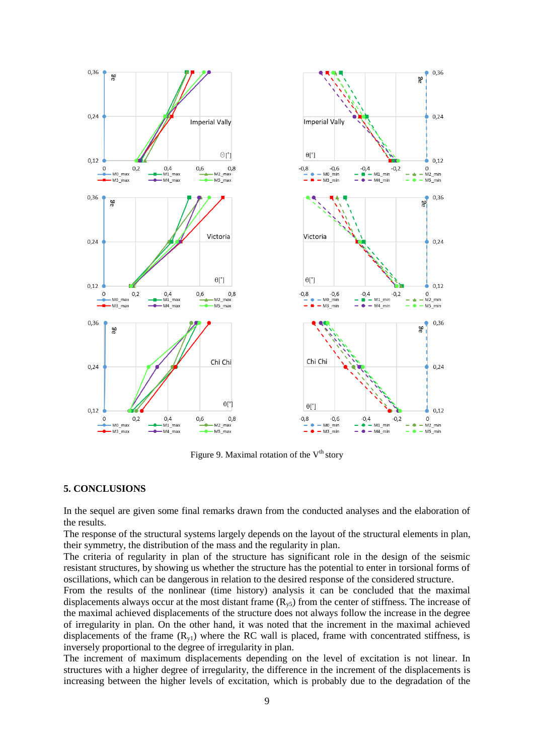Figure 9. Maximal rotation of the V[th] story

## 5. CONCLUSIONS

In the sequel are given some final remarks drawn from the conducted analyses and the elaboration of the results.

The response of the structural systems largely depends on the layout of the structural elements in plan, their symmetry, the distribution of the mass and the regularity in plan.

The criteria of regularity in plan of the structure has significant role in the design of the seismic resistant structures, by showing us whether the structure has the potential to enter in torsional forms of oscillations, which can be dangerous in relation to the desired response of the considered structure.

From the results of the nonlinear (time history) analysis it can be concluded that the maximal displacements always occur at the most distant frame ($R_{y5}$) from the center of stiffness. The increase of the maximal achieved displacements of the structure does not always follow the increase in the degree of irregularity in plan. On the other hand, it was noted that the increment in the maximal achieved displacements of the frame ($R_{y1}$) where the RC wall is placed, frame with concentrated stiffness, is inversely proportional to the degree of irregularity in plan.

The increment of maximum displacements depending on the level of excitation is not linear. In structures with a higher degree of irregularity, the difference in the increment of the displacements is increasing between the higher levels of excitation, which is probably due to the degradation of the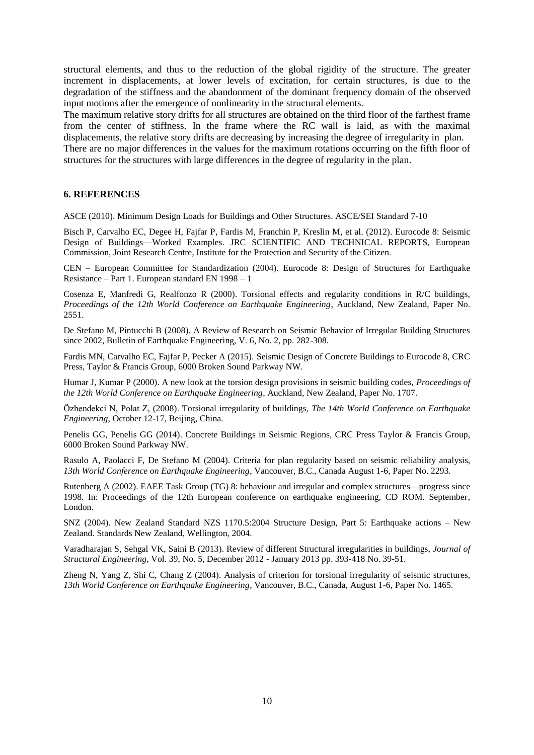structural elements, and thus to the reduction of the global rigidity of the structure. The greater increment in displacements, at lower levels of excitation, for certain structures, is due to the degradation of the stiffness and the abandonment of the dominant frequency domain of the observed input motions after the emergence of nonlinearity in the structural elements.

The maximum relative story drifts for all structures are obtained on the third floor of the farthest frame from the center of stiffness. In the frame where the RC wall is laid, as with the maximal displacements, the relative story drifts are decreasing by increasing the degree of irregularity in plan.

There are no major differences in the values for the maximum rotations occurring on the fifth floor of structures for the structures with large differences in the degree of regularity in the plan.

## 6. REFERENCES

ASCE (2010). Minimum Design Loads for Buildings and Other Structures. ASCE/SEI Standard 7-10

Bisch P, Carvalho EC, Degee H, Fajfar P, Fardis M, Franchin P, Kreslin M, et al. (2012). Eurocode 8: Seismic Design of Buildings—Worked Examples. JRC SCIENTIFIC AND TECHNICAL REPORTS, European Commission, Joint Research Centre, Institute for the Protection and Security of the Citizen.

CEN – European Committee for Standardization (2004). Eurocode 8: Design of Structures for Earthquake Resistance – Part 1. European standard EN 1998 – 1

Cosenza E, Manfredi G, Realfonzo R (2000). Torsional effects and regularity conditions in R/C buildings, *Proceedings of the 12th World Conference on Earthquake Engineering*, Auckland, New Zealand, Paper No. 2551.

De Stefano M, Pintucchi B (2008). A Review of Research on Seismic Behavior of Irregular Building Structures since 2002, Bulletin of Earthquake Engineering, V. 6, No. 2, pp. 282-308.

Fardis MN, Carvalho EC, Fajfar P, Pecker A (2015). Seismic Design of Concrete Buildings to Eurocode 8, CRC Press, Taylor & Francis Group, 6000 Broken Sound Parkway NW.

Humar J, Kumar P (2000). A new look at the torsion design provisions in seismic building codes, *Proceedings of the 12th World Conference on Earthquake Engineering*, Auckland, New Zealand, Paper No. 1707.

Özhendekci N, Polat Z, (2008). Torsional irregularity of buildings, *The 14th World Conference on Earthquake Engineering*, October 12-17, Beijing, China.

Penelis GG, Penelis GG (2014). Concrete Buildings in Seismic Regions, CRC Press Taylor & Francis Group, 6000 Broken Sound Parkway NW.

Rasulo A, Paolacci F, De Stefano M (2004). Criteria for plan regularity based on seismic reliability analysis, *13th World Conference on Earthquake Engineering*, Vancouver, B.C., Canada August 1-6, Paper No. 2293.

Rutenberg A (2002). EAEE Task Group (TG) 8: behaviour and irregular and complex structures—progress since 1998. In: Proceedings of the 12th European conference on earthquake engineering, CD ROM. September, London.

SNZ (2004). New Zealand Standard NZS 1170.5:2004 Structure Design, Part 5: Earthquake actions – New Zealand. Standards New Zealand, Wellington, 2004.

Varadharajan S, Sehgal VK, Saini B (2013). Review of different Structural irregularities in buildings, *Journal of Structural Engineering*, Vol. 39, No. 5, December 2012 - January 2013 pp. 393-418 No. 39-51.

Zheng N, Yang Z, Shi C, Chang Z (2004). Analysis of criterion for torsional irregularity of seismic structures, *13th World Conference on Earthquake Engineering*, Vancouver, B.C., Canada, August 1-6, Paper No. 1465.